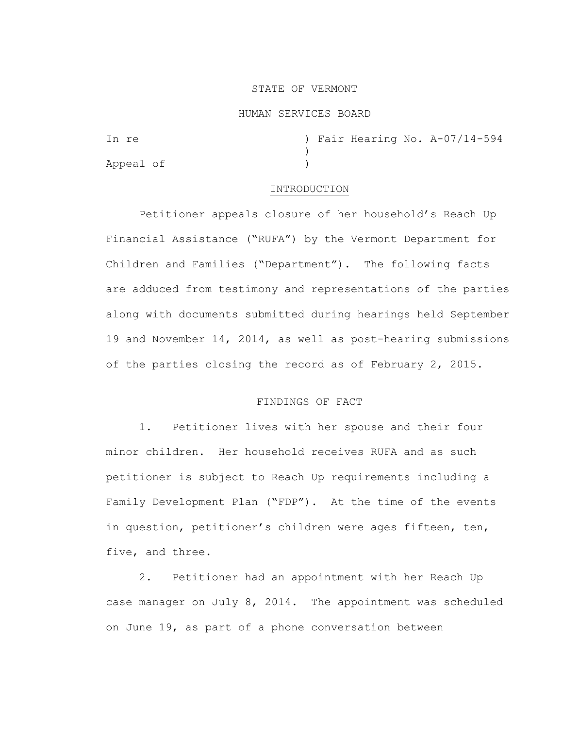STATE OF VERMONT

HUMAN SERVICES BOARD

In re ) Fair Hearing No. A-07/14-594
)
Appeal of )

## INTRODUCTION

Petitioner appeals closure of her household's Reach Up Financial Assistance ("RUFA") by the Vermont Department for Children and Families ("Department"). The following facts are adduced from testimony and representations of the parties along with documents submitted during hearings held September 19 and November 14, 2014, as well as post-hearing submissions of the parties closing the record as of February 2, 2015.

## FINDINGS OF FACT

1. Petitioner lives with her spouse and their four minor children. Her household receives RUFA and as such petitioner is subject to Reach Up requirements including a Family Development Plan ("FDP"). At the time of the events in question, petitioner's children were ages fifteen, ten, five, and three.

2. Petitioner had an appointment with her Reach Up case manager on July 8, 2014. The appointment was scheduled on June 19, as part of a phone conversation between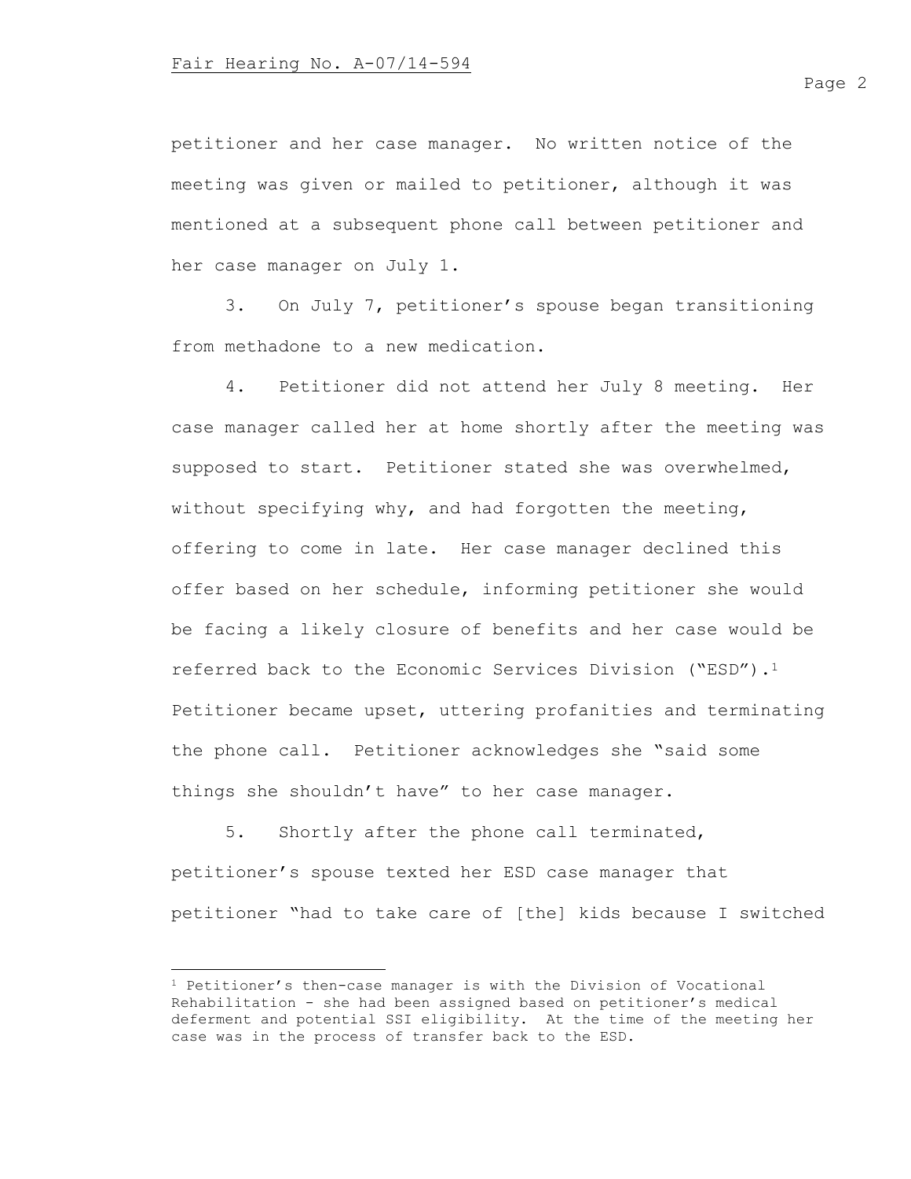petitioner and her case manager. No written notice of the meeting was given or mailed to petitioner, although it was mentioned at a subsequent phone call between petitioner and her case manager on July 1.

3. On July 7, petitioner's spouse began transitioning from methadone to a new medication.

4. Petitioner did not attend her July 8 meeting. Her case manager called her at home shortly after the meeting was supposed to start. Petitioner stated she was overwhelmed, without specifying why, and had forgotten the meeting, offering to come in late. Her case manager declined this offer based on her schedule, informing petitioner she would be facing a likely closure of benefits and her case would be referred back to the Economic Services Division ("ESD").[1] Petitioner became upset, uttering profanities and terminating the phone call. Petitioner acknowledges she "said some things she shouldn't have" to her case manager.

5. Shortly after the phone call terminated, petitioner's spouse texted her ESD case manager that petitioner "had to take care of [the] kids because I switched

---

[1] Petitioner's then-case manager is with the Division of Vocational Rehabilitation - she had been assigned based on petitioner's medical deferment and potential SSI eligibility. At the time of the meeting her case was in the process of transfer back to the ESD.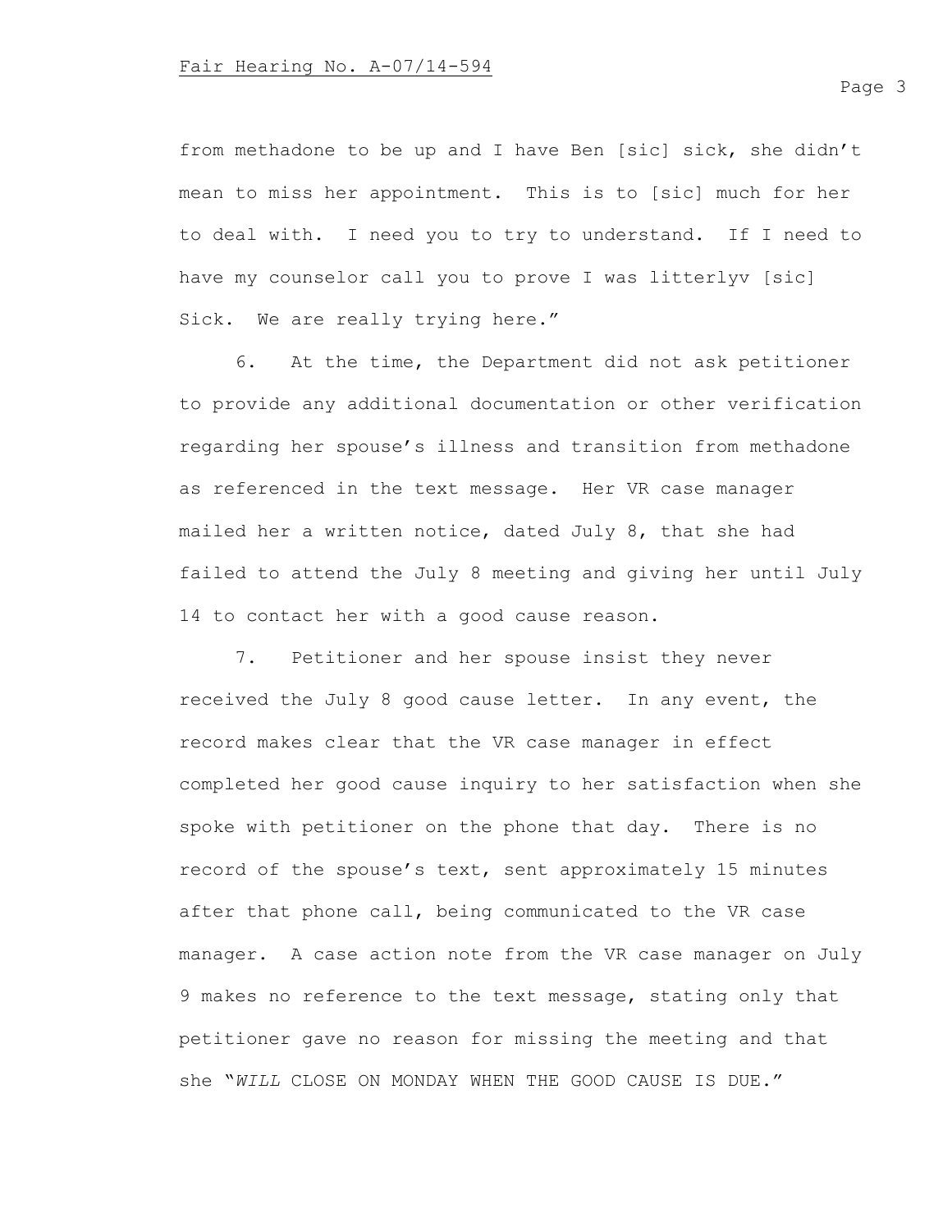from methadone to be up and I have Ben [sic] sick, she didn't mean to miss her appointment. This is to [sic] much for her to deal with. I need you to try to understand. If I need to have my counselor call you to prove I was litterlyv [sic] Sick. We are really trying here."

6. At the time, the Department did not ask petitioner to provide any additional documentation or other verification regarding her spouse's illness and transition from methadone as referenced in the text message. Her VR case manager mailed her a written notice, dated July 8, that she had failed to attend the July 8 meeting and giving her until July 14 to contact her with a good cause reason.

7. Petitioner and her spouse insist they never received the July 8 good cause letter. In any event, the record makes clear that the VR case manager in effect completed her good cause inquiry to her satisfaction when she spoke with petitioner on the phone that day. There is no record of the spouse's text, sent approximately 15 minutes after that phone call, being communicated to the VR case manager. A case action note from the VR case manager on July 9 makes no reference to the text message, stating only that petitioner gave no reason for missing the meeting and that she "*WILL* CLOSE ON MONDAY WHEN THE GOOD CAUSE IS DUE."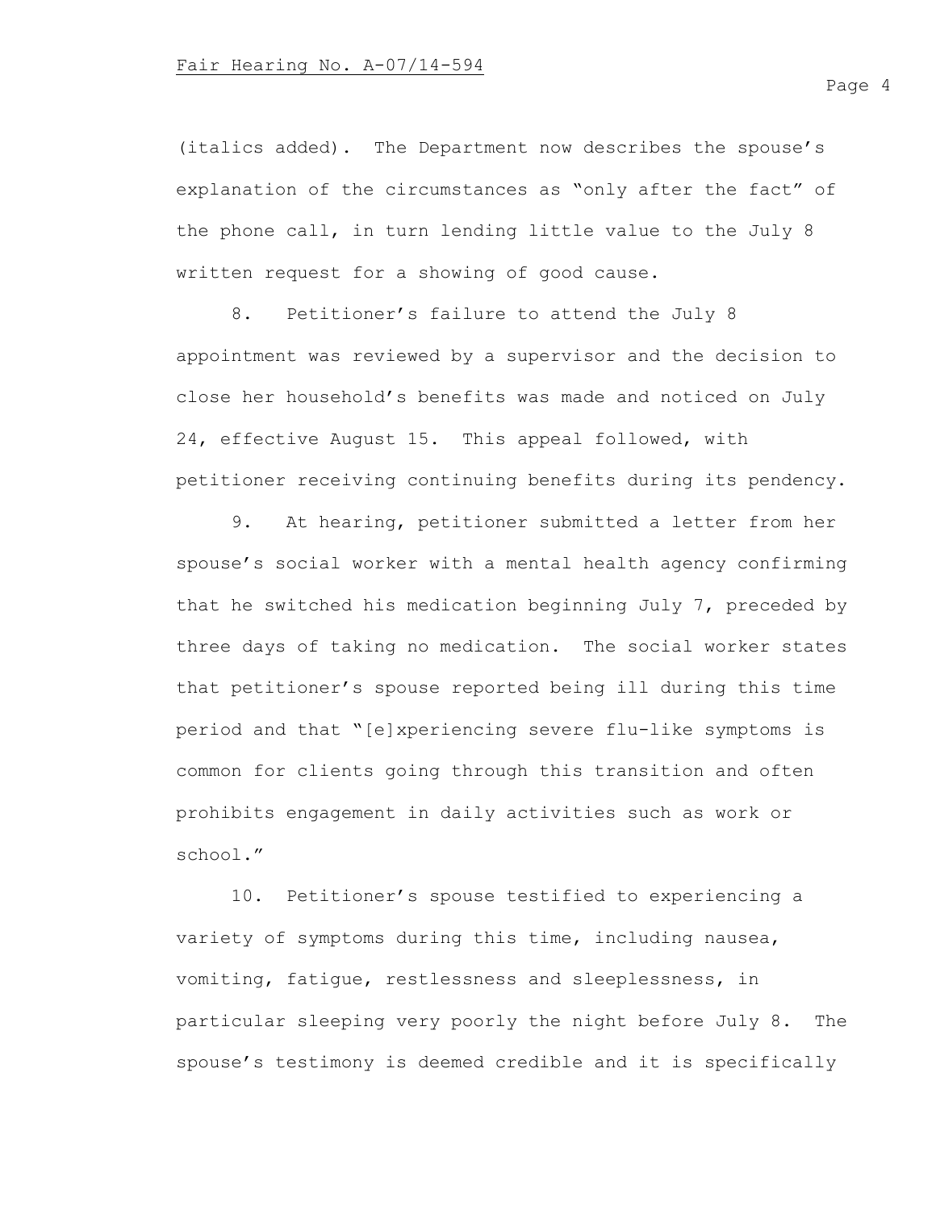(italics added). The Department now describes the spouse's explanation of the circumstances as "only after the fact" of the phone call, in turn lending little value to the July 8 written request for a showing of good cause.

8. Petitioner's failure to attend the July 8 appointment was reviewed by a supervisor and the decision to close her household's benefits was made and noticed on July 24, effective August 15. This appeal followed, with petitioner receiving continuing benefits during its pendency.

9. At hearing, petitioner submitted a letter from her spouse's social worker with a mental health agency confirming that he switched his medication beginning July 7, preceded by three days of taking no medication. The social worker states that petitioner's spouse reported being ill during this time period and that "[e]xperiencing severe flu-like symptoms is common for clients going through this transition and often prohibits engagement in daily activities such as work or school."

10. Petitioner's spouse testified to experiencing a variety of symptoms during this time, including nausea, vomiting, fatigue, restlessness and sleeplessness, in particular sleeping very poorly the night before July 8. The spouse's testimony is deemed credible and it is specifically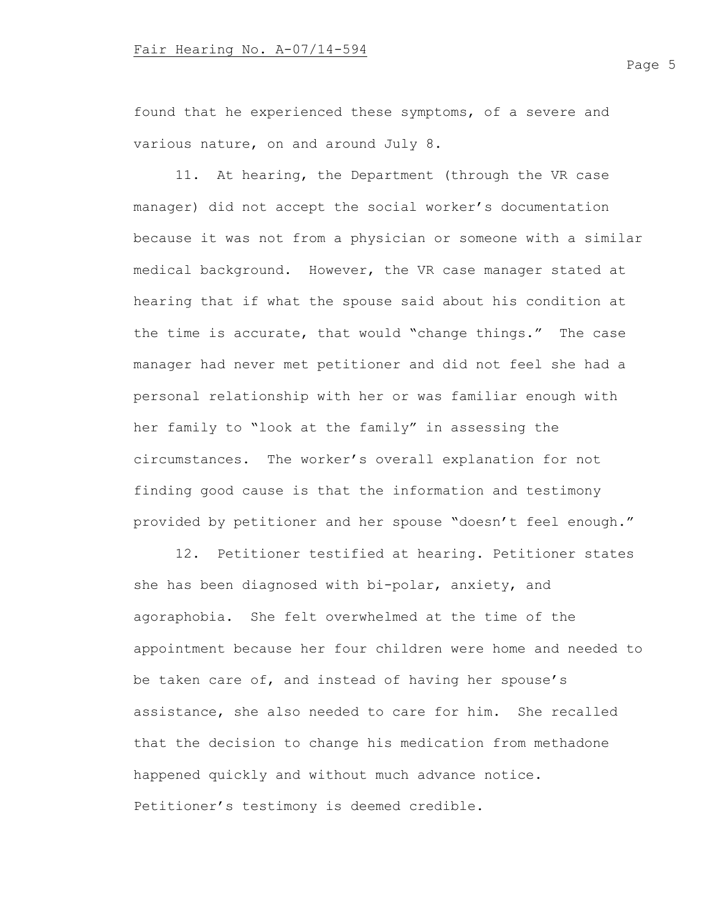found that he experienced these symptoms, of a severe and various nature, on and around July 8.

11. At hearing, the Department (through the VR case manager) did not accept the social worker's documentation because it was not from a physician or someone with a similar medical background. However, the VR case manager stated at hearing that if what the spouse said about his condition at the time is accurate, that would "change things." The case manager had never met petitioner and did not feel she had a personal relationship with her or was familiar enough with her family to "look at the family" in assessing the circumstances. The worker's overall explanation for not finding good cause is that the information and testimony provided by petitioner and her spouse "doesn't feel enough."

12. Petitioner testified at hearing. Petitioner states she has been diagnosed with bi-polar, anxiety, and agoraphobia. She felt overwhelmed at the time of the appointment because her four children were home and needed to be taken care of, and instead of having her spouse's assistance, she also needed to care for him. She recalled that the decision to change his medication from methadone happened quickly and without much advance notice. Petitioner's testimony is deemed credible.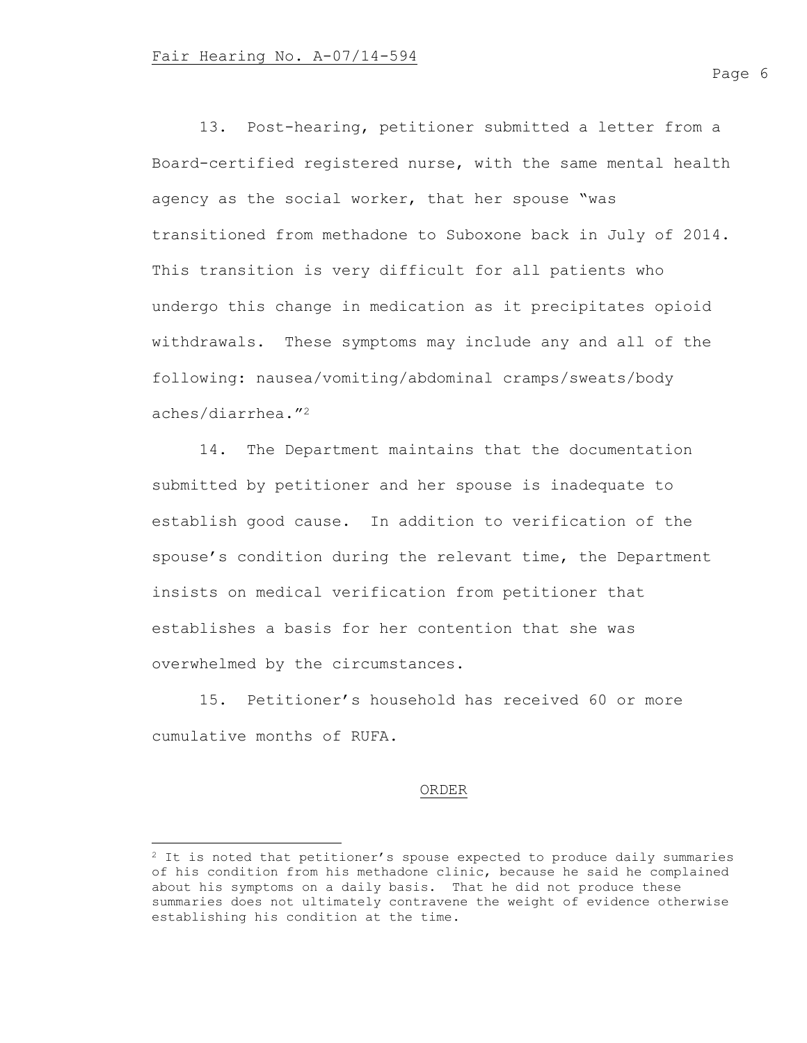13. Post-hearing, petitioner submitted a letter from a Board-certified registered nurse, with the same mental health agency as the social worker, that her spouse "was transitioned from methadone to Suboxone back in July of 2014. This transition is very difficult for all patients who undergo this change in medication as it precipitates opioid withdrawals. These symptoms may include any and all of the following: nausea/vomiting/abdominal cramps/sweats/body aches/diarrhea."[2]

14. The Department maintains that the documentation submitted by petitioner and her spouse is inadequate to establish good cause. In addition to verification of the spouse's condition during the relevant time, the Department insists on medical verification from petitioner that establishes a basis for her contention that she was overwhelmed by the circumstances.

15. Petitioner's household has received 60 or more cumulative months of RUFA.

## ORDER

---

[2] It is noted that petitioner's spouse expected to produce daily summaries of his condition from his methadone clinic, because he said he complained about his symptoms on a daily basis. That he did not produce these summaries does not ultimately contravene the weight of evidence otherwise establishing his condition at the time.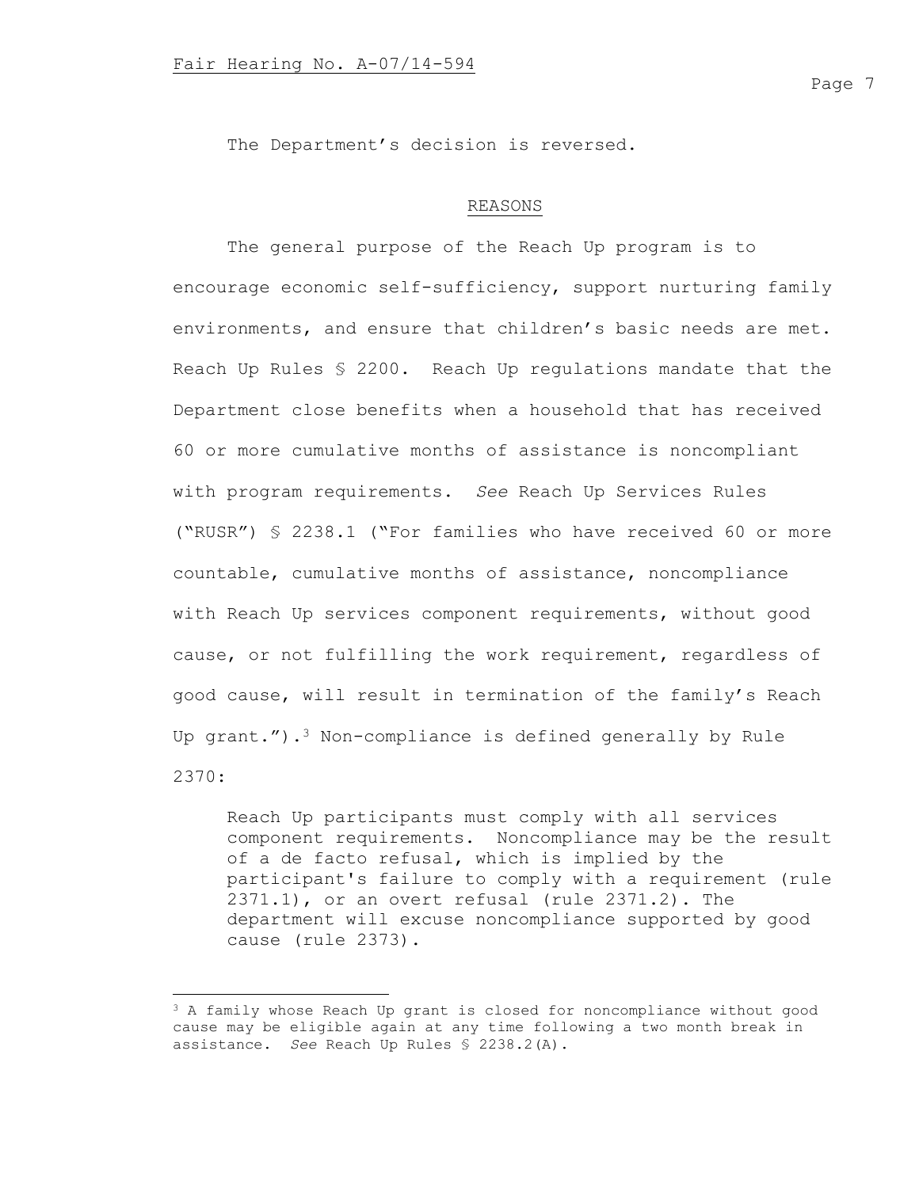The Department's decision is reversed.

## REASONS

The general purpose of the Reach Up program is to encourage economic self-sufficiency, support nurturing family environments, and ensure that children's basic needs are met. Reach Up Rules § 2200. Reach Up regulations mandate that the Department close benefits when a household that has received 60 or more cumulative months of assistance is noncompliant with program requirements. *See* Reach Up Services Rules ("RUSR") § 2238.1 ("For families who have received 60 or more countable, cumulative months of assistance, noncompliance with Reach Up services component requirements, without good cause, or not fulfilling the work requirement, regardless of good cause, will result in termination of the family's Reach Up grant.").[3] Non-compliance is defined generally by Rule 2370:

> Reach Up participants must comply with all services component requirements. Noncompliance may be the result of a de facto refusal, which is implied by the participant's failure to comply with a requirement (rule 2371.1), or an overt refusal (rule 2371.2). The department will excuse noncompliance supported by good cause (rule 2373).

---

[3] A family whose Reach Up grant is closed for noncompliance without good cause may be eligible again at any time following a two month break in assistance. *See* Reach Up Rules § 2238.2(A).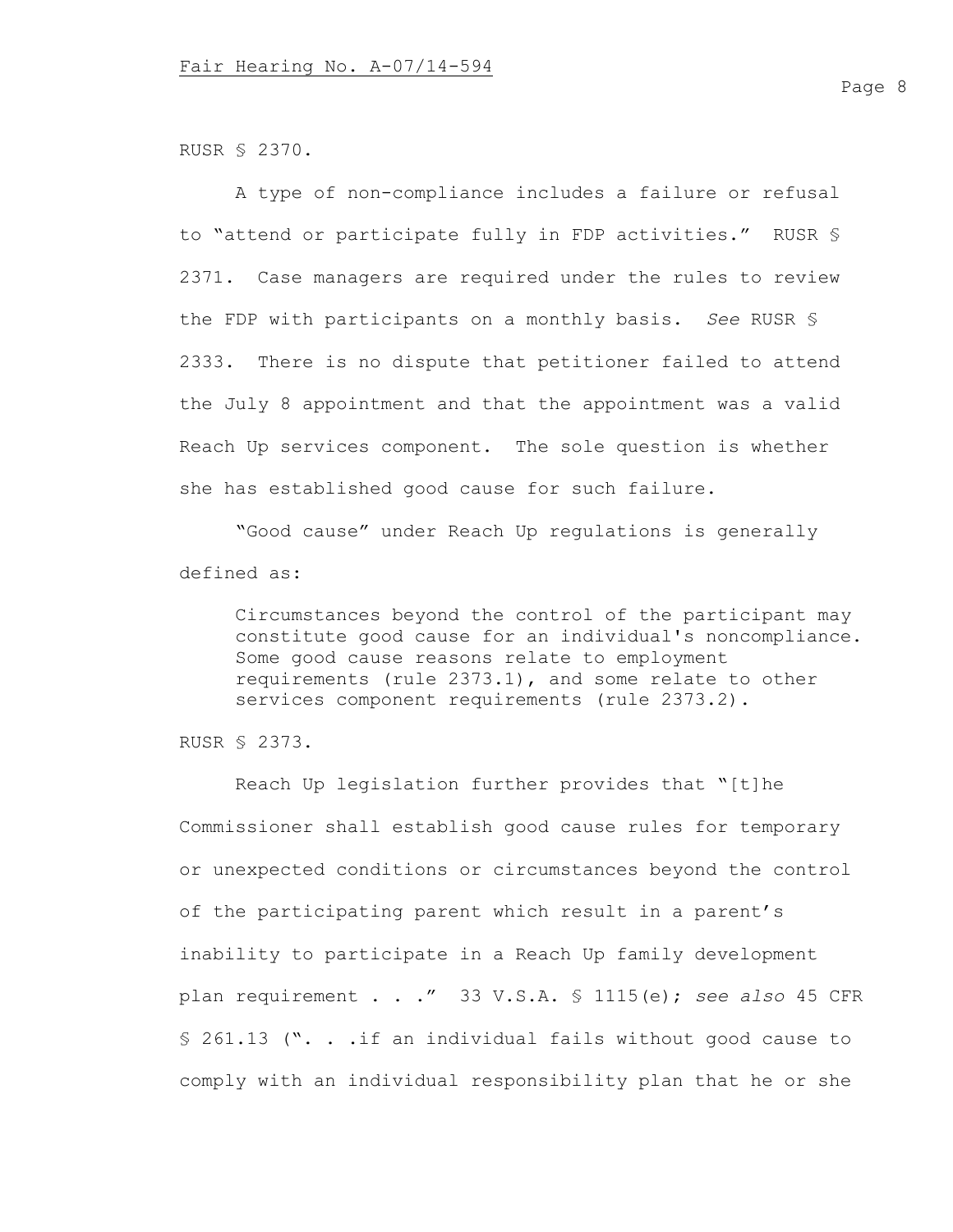RUSR § 2370.

A type of non-compliance includes a failure or refusal to "attend or participate fully in FDP activities." RUSR § 2371. Case managers are required under the rules to review the FDP with participants on a monthly basis. *See* RUSR § 2333. There is no dispute that petitioner failed to attend the July 8 appointment and that the appointment was a valid Reach Up services component. The sole question is whether she has established good cause for such failure.

"Good cause" under Reach Up regulations is generally defined as:

> Circumstances beyond the control of the participant may constitute good cause for an individual's noncompliance. Some good cause reasons relate to employment requirements (rule 2373.1), and some relate to other services component requirements (rule 2373.2).

RUSR § 2373.

Reach Up legislation further provides that "[t]he Commissioner shall establish good cause rules for temporary or unexpected conditions or circumstances beyond the control of the participating parent which result in a parent's inability to participate in a Reach Up family development plan requirement . . ." 33 V.S.A. § 1115(e); *see also* 45 CFR § 261.13 (". . .if an individual fails without good cause to comply with an individual responsibility plan that he or she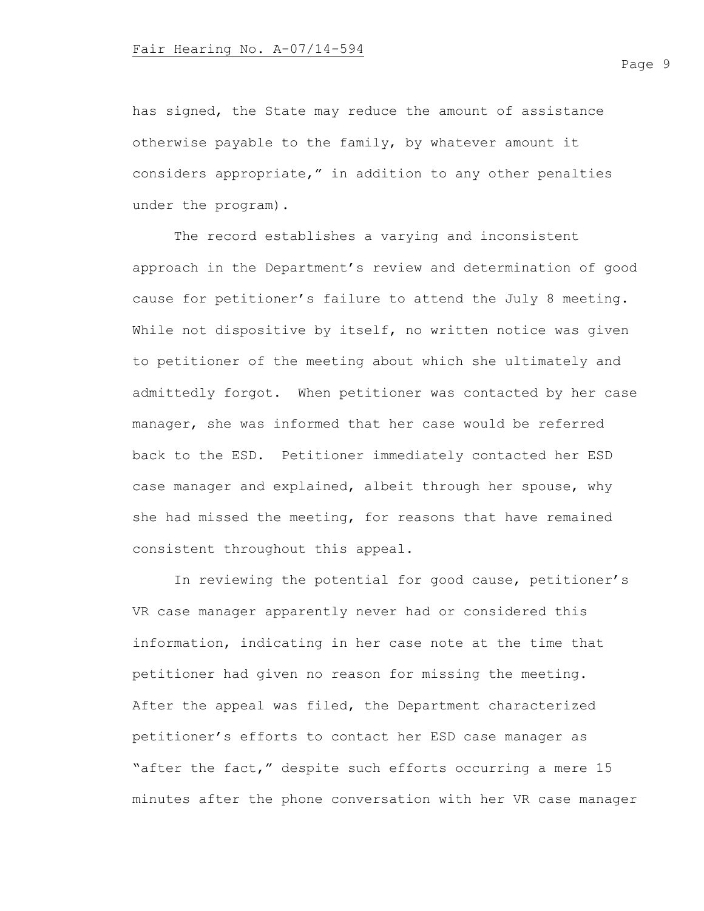has signed, the State may reduce the amount of assistance otherwise payable to the family, by whatever amount it considers appropriate," in addition to any other penalties under the program).

The record establishes a varying and inconsistent approach in the Department's review and determination of good cause for petitioner's failure to attend the July 8 meeting. While not dispositive by itself, no written notice was given to petitioner of the meeting about which she ultimately and admittedly forgot. When petitioner was contacted by her case manager, she was informed that her case would be referred back to the ESD. Petitioner immediately contacted her ESD case manager and explained, albeit through her spouse, why she had missed the meeting, for reasons that have remained consistent throughout this appeal.

In reviewing the potential for good cause, petitioner's VR case manager apparently never had or considered this information, indicating in her case note at the time that petitioner had given no reason for missing the meeting. After the appeal was filed, the Department characterized petitioner's efforts to contact her ESD case manager as "after the fact," despite such efforts occurring a mere 15 minutes after the phone conversation with her VR case manager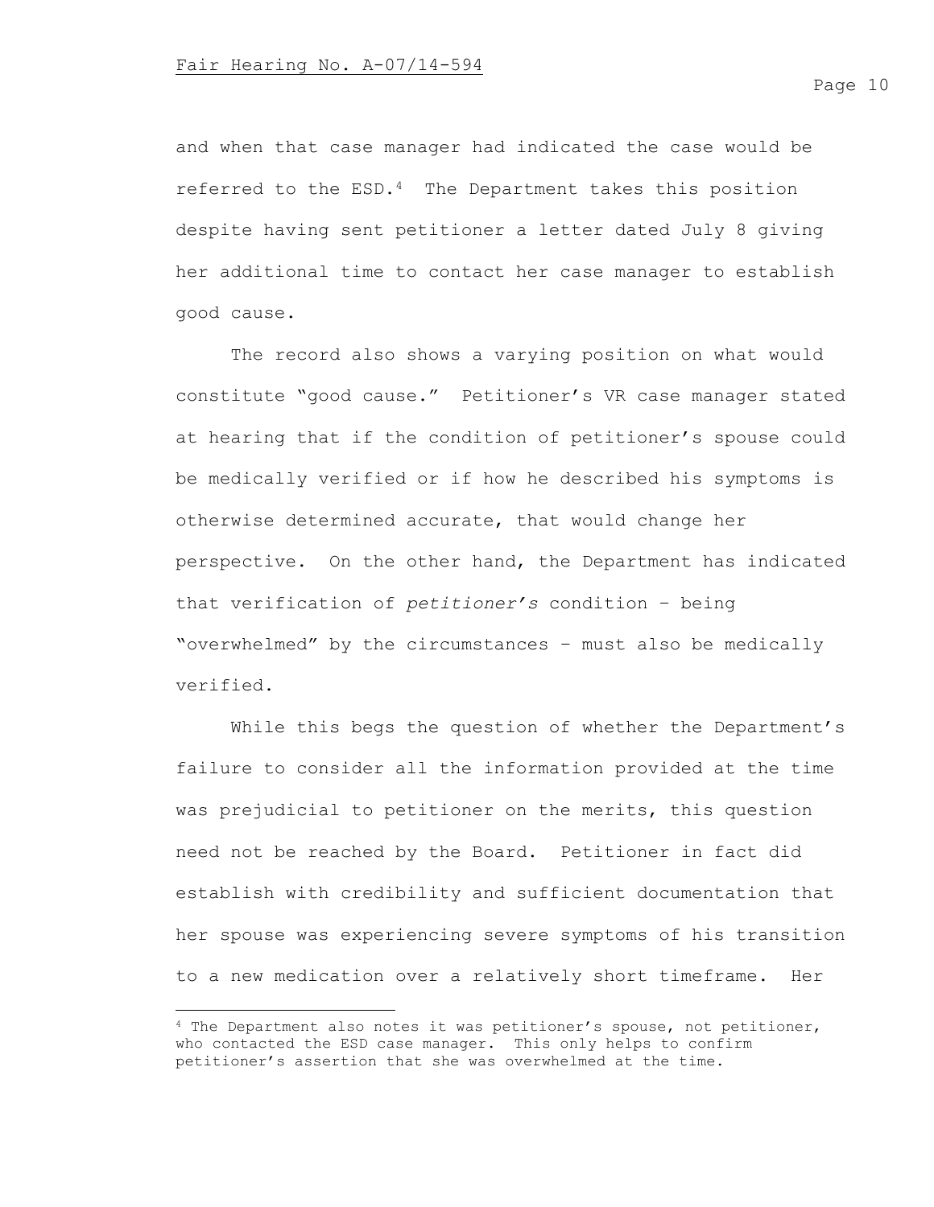and when that case manager had indicated the case would be referred to the ESD.[4] The Department takes this position despite having sent petitioner a letter dated July 8 giving her additional time to contact her case manager to establish good cause.

The record also shows a varying position on what would constitute "good cause." Petitioner's VR case manager stated at hearing that if the condition of petitioner's spouse could be medically verified or if how he described his symptoms is otherwise determined accurate, that would change her perspective. On the other hand, the Department has indicated that verification of *petitioner's* condition – being "overwhelmed" by the circumstances – must also be medically verified.

While this begs the question of whether the Department's failure to consider all the information provided at the time was prejudicial to petitioner on the merits, this question need not be reached by the Board. Petitioner in fact did establish with credibility and sufficient documentation that her spouse was experiencing severe symptoms of his transition to a new medication over a relatively short timeframe. Her

---

[4] The Department also notes it was petitioner's spouse, not petitioner, who contacted the ESD case manager. This only helps to confirm petitioner's assertion that she was overwhelmed at the time.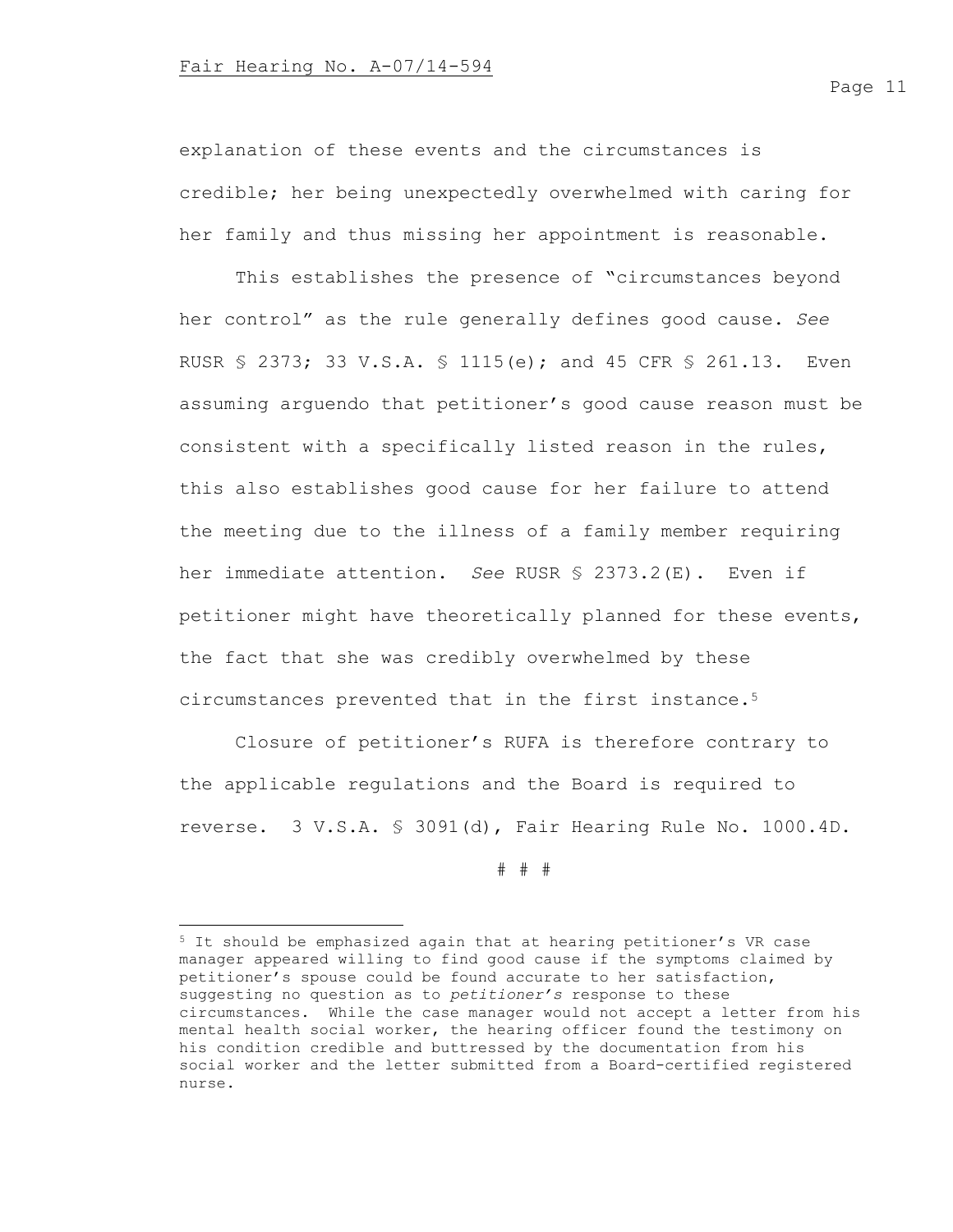explanation of these events and the circumstances is credible; her being unexpectedly overwhelmed with caring for her family and thus missing her appointment is reasonable.

This establishes the presence of "circumstances beyond her control" as the rule generally defines good cause. *See* RUSR § 2373; 33 V.S.A. § 1115(e); and 45 CFR § 261.13. Even assuming arguendo that petitioner's good cause reason must be consistent with a specifically listed reason in the rules, this also establishes good cause for her failure to attend the meeting due to the illness of a family member requiring her immediate attention. *See* RUSR § 2373.2(E). Even if petitioner might have theoretically planned for these events, the fact that she was credibly overwhelmed by these circumstances prevented that in the first instance.[5]

Closure of petitioner's RUFA is therefore contrary to the applicable regulations and the Board is required to reverse. 3 V.S.A. § 3091(d), Fair Hearing Rule No. 1000.4D.

# # #

[5] It should be emphasized again that at hearing petitioner's VR case manager appeared willing to find good cause if the symptoms claimed by petitioner's spouse could be found accurate to her satisfaction, suggesting no question as to *petitioner's* response to these circumstances. While the case manager would not accept a letter from his mental health social worker, the hearing officer found the testimony on his condition credible and buttressed by the documentation from his social worker and the letter submitted from a Board-certified registered nurse.